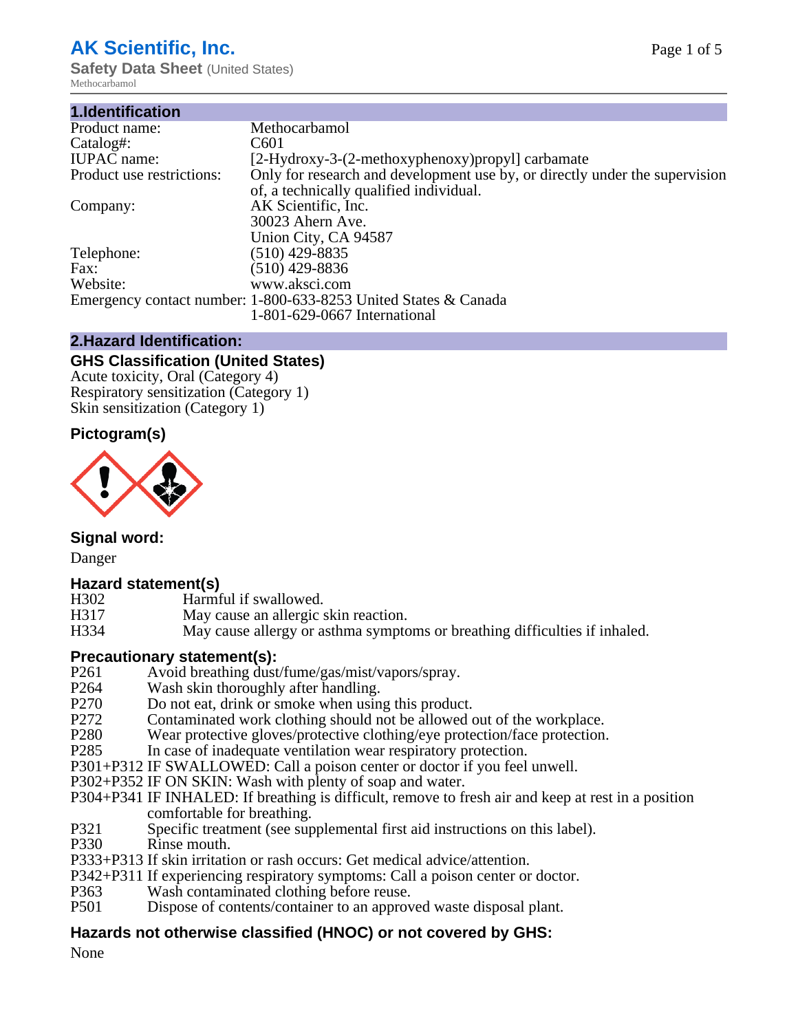# AK Scientific, Inc.

**Safety Data Sheet** (United States)

Methocarbamol

## 1.Identification

| | |
|---|---|
| Product name: | Methocarbamol |
| Catalog#: | C601 |
| IUPAC name: | [2-Hydroxy-3-(2-methoxyphenoxy)propyl] carbamate |
| Product use restrictions: | Only for research and development use by, or directly under the supervision of, a technically qualified individual. |
| Company: | AK Scientific, Inc.<br>30023 Ahern Ave.<br>Union City, CA 94587 |
| Telephone: | (510) 429-8835 |
| Fax: | (510) 429-8836 |
| Website: | www.aksci.com |
| Emergency contact number: | 1-800-633-8253 United States & Canada<br>1-801-629-0667 International |

## 2.Hazard Identification:

### GHS Classification (United States)

Acute toxicity, Oral (Category 4)
Respiratory sensitization (Category 1)
Skin sensitization (Category 1)

### Pictogram(s)

### Signal word:

Danger

### Hazard statement(s)

| | |
|---|---|
| H302 | Harmful if swallowed. |
| H317 | May cause an allergic skin reaction. |
| H334 | May cause allergy or asthma symptoms or breathing difficulties if inhaled. |

### Precautionary statement(s):

| | |
|---|---|
| P261 | Avoid breathing dust/fume/gas/mist/vapors/spray. |
| P264 | Wash skin thoroughly after handling. |
| P270 | Do not eat, drink or smoke when using this product. |
| P272 | Contaminated work clothing should not be allowed out of the workplace. |
| P280 | Wear protective gloves/protective clothing/eye protection/face protection. |
| P285 | In case of inadequate ventilation wear respiratory protection. |
| P301+P312 | IF SWALLOWED: Call a poison center or doctor if you feel unwell. |
| P302+P352 | IF ON SKIN: Wash with plenty of soap and water. |
| P304+P341 | IF INHALED: If breathing is difficult, remove to fresh air and keep at rest in a position comfortable for breathing. |
| P321 | Specific treatment (see supplemental first aid instructions on this label). |
| P330 | Rinse mouth. |
| P333+P313 | If skin irritation or rash occurs: Get medical advice/attention. |
| P342+P311 | If experiencing respiratory symptoms: Call a poison center or doctor. |
| P363 | Wash contaminated clothing before reuse. |
| P501 | Dispose of contents/container to an approved waste disposal plant. |

### Hazards not otherwise classified (HNOC) or not covered by GHS:

None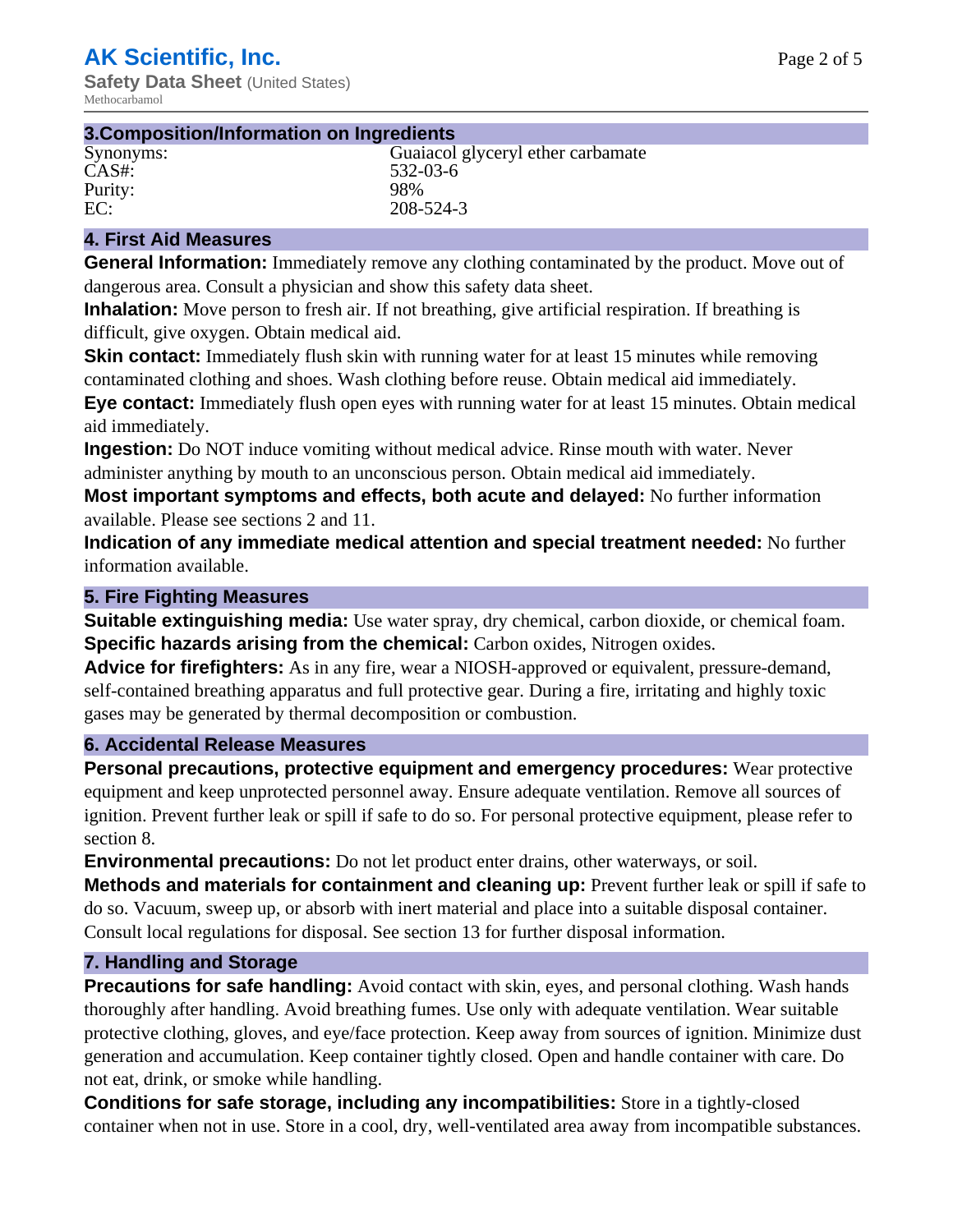## 3.Composition/Information on Ingredients

| | |
|---|---|
| Synonyms: | Guaiacol glyceryl ether carbamate |
| CAS#: | 532-03-6 |
| Purity: | 98% |
| EC: | 208-524-3 |

## 4. First Aid Measures

**General Information:** Immediately remove any clothing contaminated by the product. Move out of dangerous area. Consult a physician and show this safety data sheet.

**Inhalation:** Move person to fresh air. If not breathing, give artificial respiration. If breathing is difficult, give oxygen. Obtain medical aid.

**Skin contact:** Immediately flush skin with running water for at least 15 minutes while removing contaminated clothing and shoes. Wash clothing before reuse. Obtain medical aid immediately.

**Eye contact:** Immediately flush open eyes with running water for at least 15 minutes. Obtain medical aid immediately.

**Ingestion:** Do NOT induce vomiting without medical advice. Rinse mouth with water. Never administer anything by mouth to an unconscious person. Obtain medical aid immediately.

**Most important symptoms and effects, both acute and delayed:** No further information available. Please see sections 2 and 11.

**Indication of any immediate medical attention and special treatment needed:** No further information available.

## 5. Fire Fighting Measures

**Suitable extinguishing media:** Use water spray, dry chemical, carbon dioxide, or chemical foam.

**Specific hazards arising from the chemical:** Carbon oxides, Nitrogen oxides.

**Advice for firefighters:** As in any fire, wear a NIOSH-approved or equivalent, pressure-demand, self-contained breathing apparatus and full protective gear. During a fire, irritating and highly toxic gases may be generated by thermal decomposition or combustion.

## 6. Accidental Release Measures

**Personal precautions, protective equipment and emergency procedures:** Wear protective equipment and keep unprotected personnel away. Ensure adequate ventilation. Remove all sources of ignition. Prevent further leak or spill if safe to do so. For personal protective equipment, please refer to section 8.

**Environmental precautions:** Do not let product enter drains, other waterways, or soil.

**Methods and materials for containment and cleaning up:** Prevent further leak or spill if safe to do so. Vacuum, sweep up, or absorb with inert material and place into a suitable disposal container. Consult local regulations for disposal. See section 13 for further disposal information.

## 7. Handling and Storage

**Precautions for safe handling:** Avoid contact with skin, eyes, and personal clothing. Wash hands thoroughly after handling. Avoid breathing fumes. Use only with adequate ventilation. Wear suitable protective clothing, gloves, and eye/face protection. Keep away from sources of ignition. Minimize dust generation and accumulation. Keep container tightly closed. Open and handle container with care. Do not eat, drink, or smoke while handling.

**Conditions for safe storage, including any incompatibilities:** Store in a tightly-closed container when not in use. Store in a cool, dry, well-ventilated area away from incompatible substances.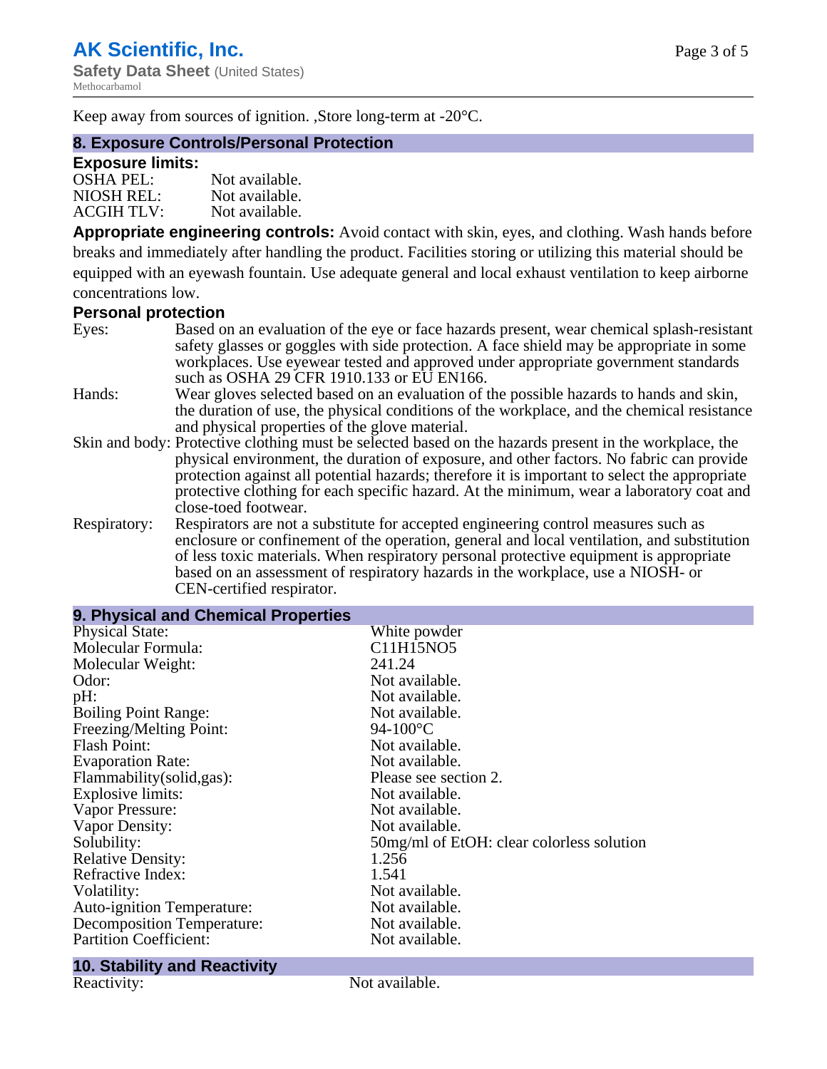Keep away from sources of ignition. ,Store long-term at -20°C.

## 8. Exposure Controls/Personal Protection

### Exposure limits:

| | |
|---|---|
| OSHA PEL: | Not available. |
| NIOSH REL: | Not available. |
| ACGIH TLV: | Not available. |

**Appropriate engineering controls:** Avoid contact with skin, eyes, and clothing. Wash hands before breaks and immediately after handling the product. Facilities storing or utilizing this material should be equipped with an eyewash fountain. Use adequate general and local exhaust ventilation to keep airborne concentrations low.

### Personal protection

| | |
|---|---|
| Eyes: | Based on an evaluation of the eye or face hazards present, wear chemical splash-resistant safety glasses or goggles with side protection. A face shield may be appropriate in some workplaces. Use eyewear tested and approved under appropriate government standards such as OSHA 29 CFR 1910.133 or EU EN166. |
| Hands: | Wear gloves selected based on an evaluation of the possible hazards to hands and skin, the duration of use, the physical conditions of the workplace, and the chemical resistance and physical properties of the glove material. |
| Skin and body: | Protective clothing must be selected based on the hazards present in the workplace, the physical environment, the duration of exposure, and other factors. No fabric can provide protection against all potential hazards; therefore it is important to select the appropriate protective clothing for each specific hazard. At the minimum, wear a laboratory coat and close-toed footwear. |
| Respiratory: | Respirators are not a substitute for accepted engineering control measures such as enclosure or confinement of the operation, general and local ventilation, and substitution of less toxic materials. When respiratory personal protective equipment is appropriate based on an assessment of respiratory hazards in the workplace, use a NIOSH- or CEN-certified respirator. |

## 9. Physical and Chemical Properties

| | |
|---|---|
| Physical State: | White powder |
| Molecular Formula: | $C_{11}H_{15}NO_5$ |
| Molecular Weight: | 241.24 |
| Odor: | Not available. |
| pH: | Not available. |
| Boiling Point Range: | Not available. |
| Freezing/Melting Point: | 94-100°C |
| Flash Point: | Not available. |
| Evaporation Rate: | Not available. |
| Flammability(solid,gas): | Please see section 2. |
| Explosive limits: | Not available. |
| Vapor Pressure: | Not available. |
| Vapor Density: | Not available. |
| Solubility: | 50mg/ml of EtOH: clear colorless solution |
| Relative Density: | 1.256 |
| Refractive Index: | 1.541 |
| Volatility: | Not available. |
| Auto-ignition Temperature: | Not available. |
| Decomposition Temperature: | Not available. |
| Partition Coefficient: | Not available. |

## 10. Stability and Reactivity

| | |
|---|---|
| Reactivity: | Not available. |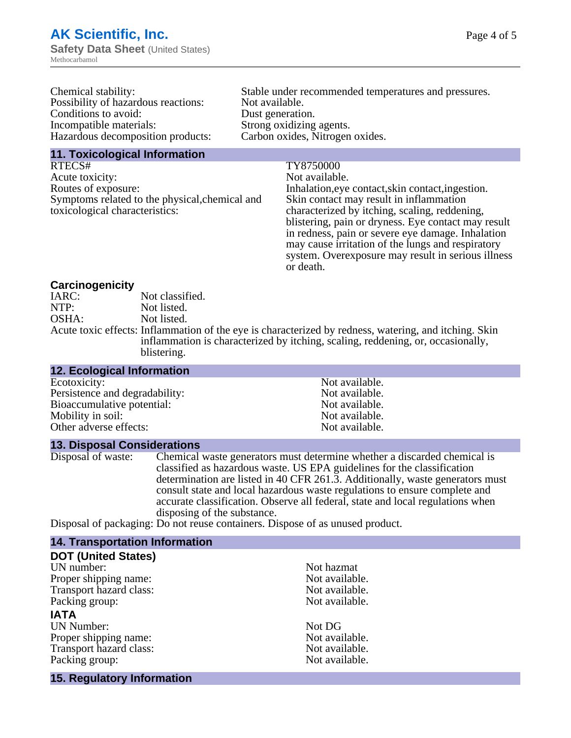| | |
|---|---|
| Chemical stability: | Stable under recommended temperatures and pressures. |
| Possibility of hazardous reactions: | Not available. |
| Conditions to avoid: | Dust generation. |
| Incompatible materials: | Strong oxidizing agents. |
| Hazardous decomposition products: | Carbon oxides, Nitrogen oxides. |

## 11. Toxicological Information

| | |
|---|---|
| RTECS# | TY8750000 |
| Acute toxicity: | Not available. |
| Routes of exposure: | Inhalation,eye contact,skin contact,ingestion. |
| Symptoms related to the physical,chemical and toxicological characteristics: | Skin contact may result in inflammation characterized by itching, scaling, reddening, blistering, pain or dryness. Eye contact may result in redness, pain or severe eye damage. Inhalation may cause irritation of the lungs and respiratory system. Overexposure may result in serious illness or death. |

### Carcinogenicity

| | |
|---|---|
| IARC: | Not classified. |
| NTP: | Not listed. |
| OSHA: | Not listed. |
| Acute toxic effects: | Inflammation of the eye is characterized by redness, watering, and itching. Skin inflammation is characterized by itching, scaling, reddening, or, occasionally, blistering. |

## 12. Ecological Information

| | |
|---|---|
| Ecotoxicity: | Not available. |
| Persistence and degradability: | Not available. |
| Bioaccumulative potential: | Not available. |
| Mobility in soil: | Not available. |
| Other adverse effects: | Not available. |

## 13. Disposal Considerations

| | |
|---|---|
| Disposal of waste: | Chemical waste generators must determine whether a discarded chemical is classified as hazardous waste. US EPA guidelines for the classification determination are listed in 40 CFR 261.3. Additionally, waste generators must consult state and local hazardous waste regulations to ensure complete and accurate classification. Observe all federal, state and local regulations when disposing of the substance. |
| Disposal of packaging: | Do not reuse containers. Dispose of as unused product. |

## 14. Transportation Information

### DOT (United States)

| | |
|---|---|
| UN number: | Not hazmat |
| Proper shipping name: | Not available. |
| Transport hazard class: | Not available. |
| Packing group: | Not available. |

### IATA

| | |
|---|---|
| UN Number: | Not DG |
| Proper shipping name: | Not available. |
| Transport hazard class: | Not available. |
| Packing group: | Not available. |

## 15. Regulatory Information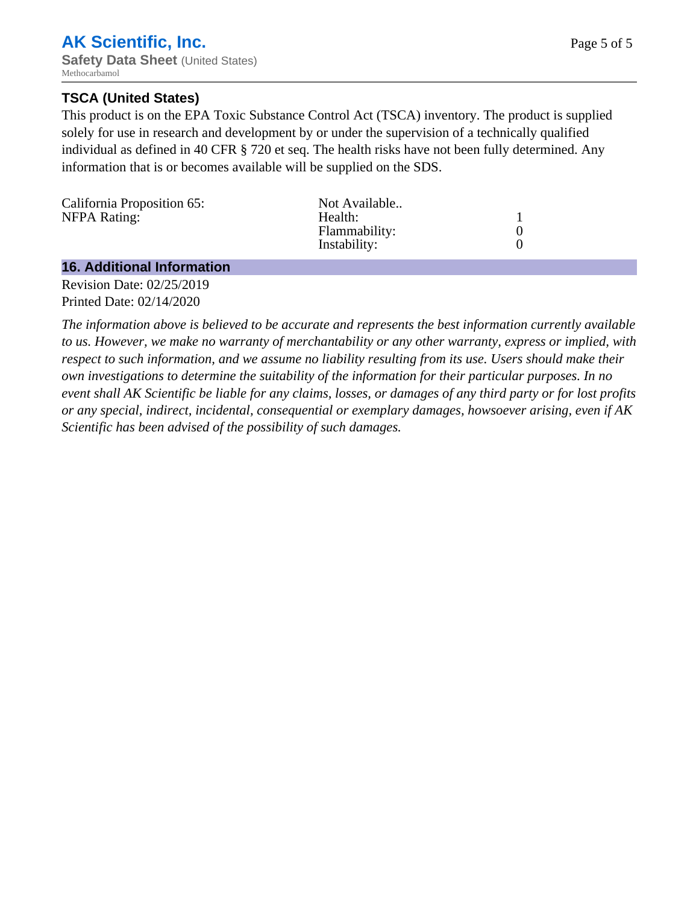### TSCA (United States)

This product is on the EPA Toxic Substance Control Act (TSCA) inventory. The product is supplied solely for use in research and development by or under the supervision of a technically qualified individual as defined in 40 CFR § 720 et seq. The health risks have not been fully determined. Any information that is or becomes available will be supplied on the SDS.

| | | |
|---|---|---|
| California Proposition 65: | Not Available.. | |
| NFPA Rating: | Health: | 1 |
| | Flammability: | 0 |
| | Instability: | 0 |

## 16. Additional Information

Revision Date: 02/25/2019
Printed Date: 02/14/2020

*The information above is believed to be accurate and represents the best information currently available to us. However, we make no warranty of merchantability or any other warranty, express or implied, with respect to such information, and we assume no liability resulting from its use. Users should make their own investigations to determine the suitability of the information for their particular purposes. In no event shall AK Scientific be liable for any claims, losses, or damages of any third party or for lost profits or any special, indirect, incidental, consequential or exemplary damages, howsoever arising, even if AK Scientific has been advised of the possibility of such damages.*